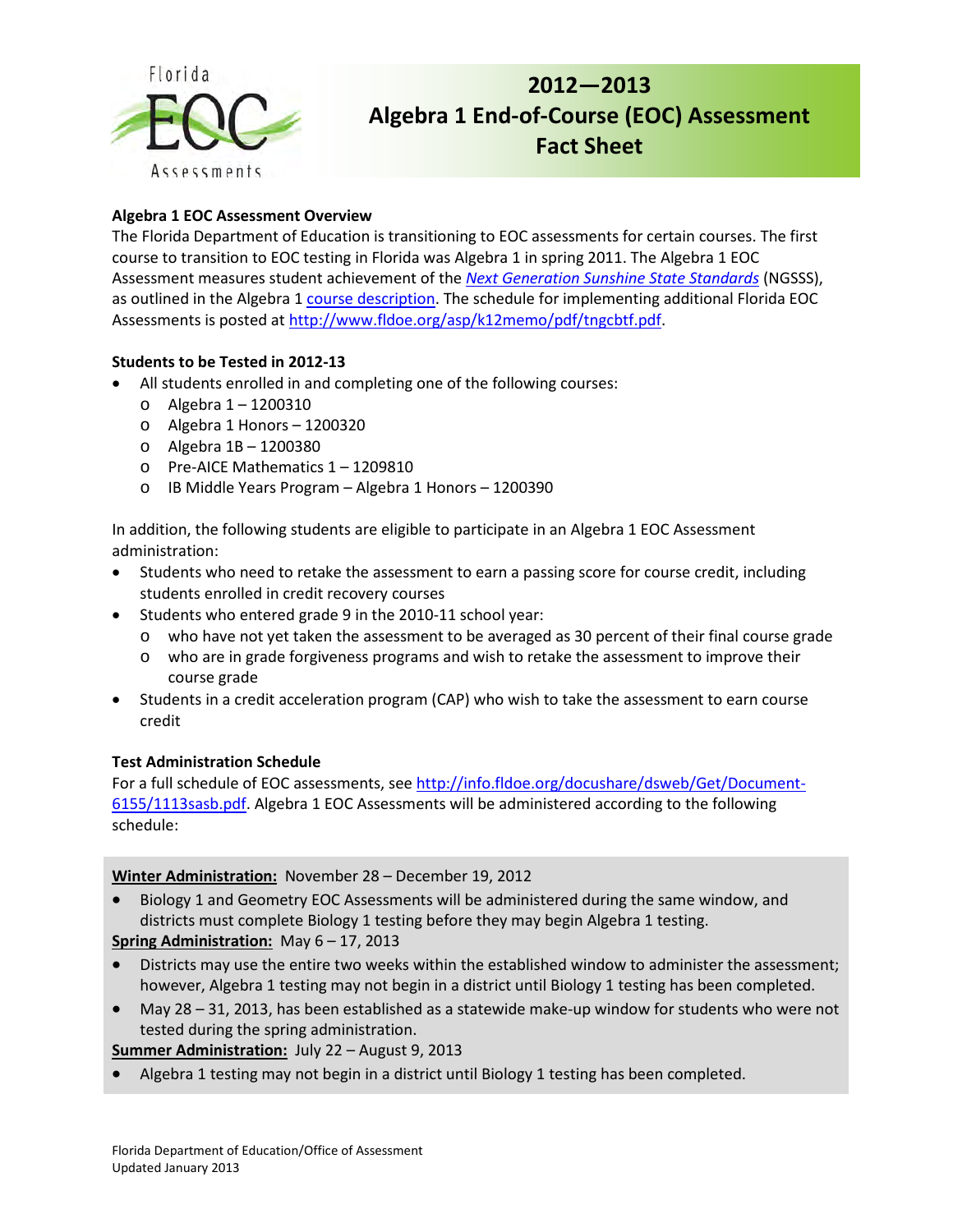# 2012—2013 Algebra 1 End-of-Course (EOC) Assessment Fact Sheet

## Algebra 1 EOC Assessment Overview

The Florida Department of Education is transitioning to EOC assessments for certain courses. The first course to transition to EOC testing in Florida was Algebra 1 in spring 2011. The Algebra 1 EOC Assessment measures student achievement of the *Next Generation Sunshine State Standards* (NGSSS), as outlined in the Algebra 1 course description. The schedule for implementing additional Florida EOC Assessments is posted at http://www.fldoe.org/asp/k12memo/pdf/tngcbtf.pdf.

## Students to be Tested in 2012-13

- All students enrolled in and completing one of the following courses:
  - Algebra 1 – 1200310
  - Algebra 1 Honors – 1200320
  - Algebra 1B – 1200380
  - Pre-AICE Mathematics 1 – 1209810
  - IB Middle Years Program – Algebra 1 Honors – 1200390

In addition, the following students are eligible to participate in an Algebra 1 EOC Assessment administration:

- Students who need to retake the assessment to earn a passing score for course credit, including students enrolled in credit recovery courses
- Students who entered grade 9 in the 2010-11 school year:
  - who have not yet taken the assessment to be averaged as 30 percent of their final course grade
  - who are in grade forgiveness programs and wish to retake the assessment to improve their course grade
- Students in a credit acceleration program (CAP) who wish to take the assessment to earn course credit

## Test Administration Schedule

For a full schedule of EOC assessments, see http://info.fldoe.org/docushare/dsweb/Get/Document-6155/1113sasb.pdf. Algebra 1 EOC Assessments will be administered according to the following schedule:

**Winter Administration:** November 28 – December 19, 2012

- Biology 1 and Geometry EOC Assessments will be administered during the same window, and districts must complete Biology 1 testing before they may begin Algebra 1 testing.

**Spring Administration:** May 6 – 17, 2013

- Districts may use the entire two weeks within the established window to administer the assessment; however, Algebra 1 testing may not begin in a district until Biology 1 testing has been completed.
- May 28 – 31, 2013, has been established as a statewide make-up window for students who were not tested during the spring administration.

**Summer Administration:** July 22 – August 9, 2013

- Algebra 1 testing may not begin in a district until Biology 1 testing has been completed.

Florida Department of Education/Office of Assessment
Updated January 2013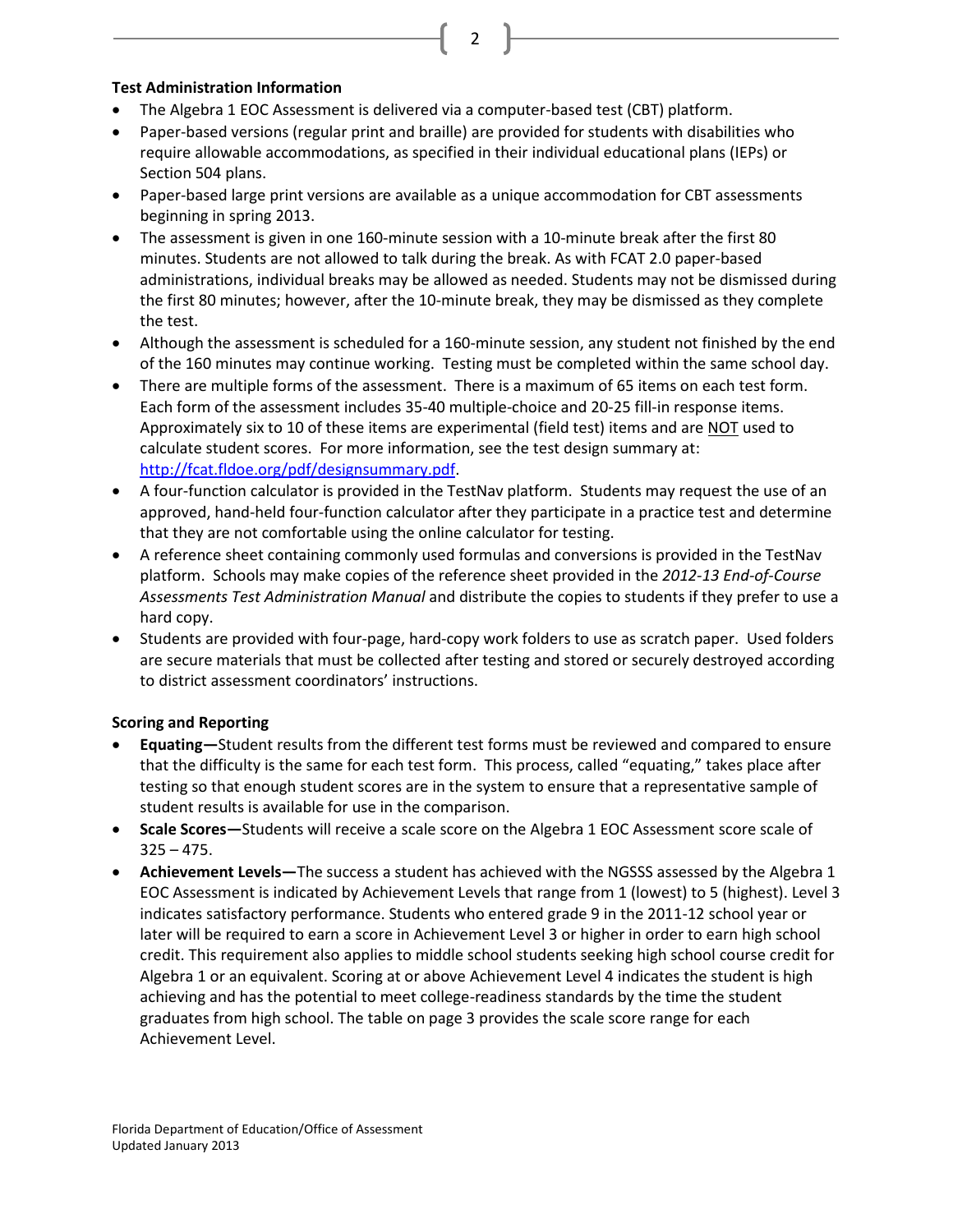**Test Administration Information**

- The Algebra 1 EOC Assessment is delivered via a computer-based test (CBT) platform.
- Paper-based versions (regular print and braille) are provided for students with disabilities who require allowable accommodations, as specified in their individual educational plans (IEPs) or Section 504 plans.
- Paper-based large print versions are available as a unique accommodation for CBT assessments beginning in spring 2013.
- The assessment is given in one 160-minute session with a 10-minute break after the first 80 minutes. Students are not allowed to talk during the break. As with FCAT 2.0 paper-based administrations, individual breaks may be allowed as needed. Students may not be dismissed during the first 80 minutes; however, after the 10-minute break, they may be dismissed as they complete the test.
- Although the assessment is scheduled for a 160-minute session, any student not finished by the end of the 160 minutes may continue working. Testing must be completed within the same school day.
- There are multiple forms of the assessment. There is a maximum of 65 items on each test form. Each form of the assessment includes 35-40 multiple-choice and 20-25 fill-in response items. Approximately six to 10 of these items are experimental (field test) items and are NOT used to calculate student scores. For more information, see the test design summary at: [http://fcat.fldoe.org/pdf/designsummary.pdf](http://fcat.fldoe.org/pdf/designsummary.pdf).
- A four-function calculator is provided in the TestNav platform. Students may request the use of an approved, hand-held four-function calculator after they participate in a practice test and determine that they are not comfortable using the online calculator for testing.
- A reference sheet containing commonly used formulas and conversions is provided in the TestNav platform. Schools may make copies of the reference sheet provided in the *2012-13 End-of-Course Assessments Test Administration Manual* and distribute the copies to students if they prefer to use a hard copy.
- Students are provided with four-page, hard-copy work folders to use as scratch paper. Used folders are secure materials that must be collected after testing and stored or securely destroyed according to district assessment coordinators' instructions.

**Scoring and Reporting**

- **Equating—**Student results from the different test forms must be reviewed and compared to ensure that the difficulty is the same for each test form. This process, called "equating," takes place after testing so that enough student scores are in the system to ensure that a representative sample of student results is available for use in the comparison.
- **Scale Scores—**Students will receive a scale score on the Algebra 1 EOC Assessment score scale of 325 – 475.
- **Achievement Levels—**The success a student has achieved with the NGSSS assessed by the Algebra 1 EOC Assessment is indicated by Achievement Levels that range from 1 (lowest) to 5 (highest). Level 3 indicates satisfactory performance. Students who entered grade 9 in the 2011-12 school year or later will be required to earn a score in Achievement Level 3 or higher in order to earn high school credit. This requirement also applies to middle school students seeking high school course credit for Algebra 1 or an equivalent. Scoring at or above Achievement Level 4 indicates the student is high achieving and has the potential to meet college-readiness standards by the time the student graduates from high school. The table on page 3 provides the scale score range for each Achievement Level.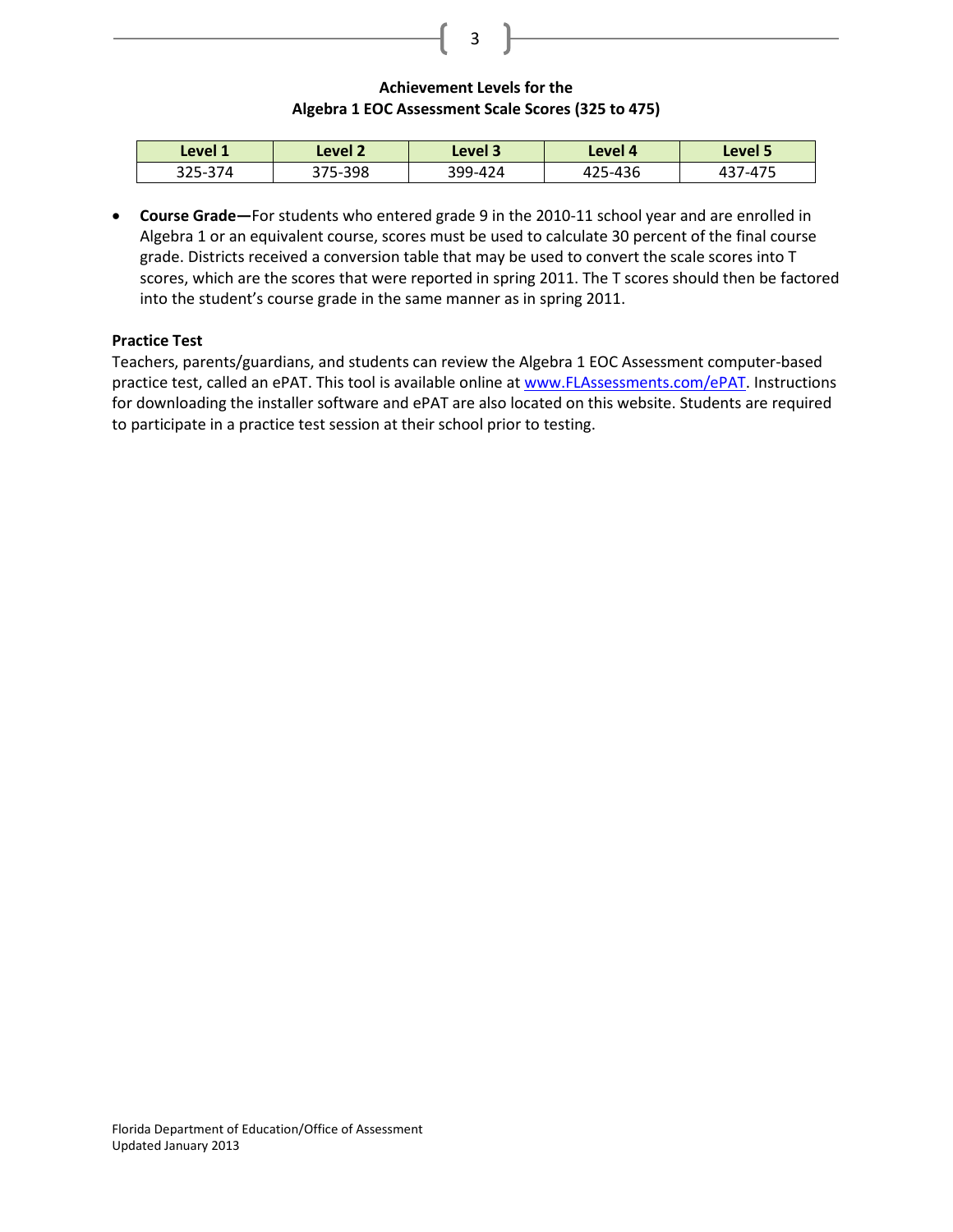**Achievement Levels for the Algebra 1 EOC Assessment Scale Scores (325 to 475)**

| Level 1 | Level 2 | Level 3 | Level 4 | Level 5 |
|---|---|---|---|---|
| 325-374 | 375-398 | 399-424 | 425-436 | 437-475 |

- **Course Grade—**For students who entered grade 9 in the 2010-11 school year and are enrolled in Algebra 1 or an equivalent course, scores must be used to calculate 30 percent of the final course grade. Districts received a conversion table that may be used to convert the scale scores into T scores, which are the scores that were reported in spring 2011. The T scores should then be factored into the student's course grade in the same manner as in spring 2011.

**Practice Test**

Teachers, parents/guardians, and students can review the Algebra 1 EOC Assessment computer-based practice test, called an ePAT. This tool is available online at www.FLAssessments.com/ePAT. Instructions for downloading the installer software and ePAT are also located on this website. Students are required to participate in a practice test session at their school prior to testing.

Florida Department of Education/Office of Assessment
Updated January 2013